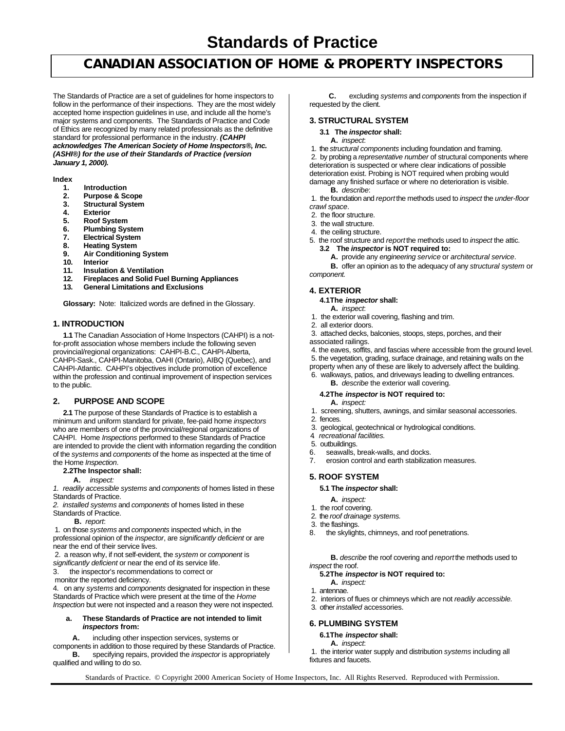# Standards of Practice

## CANADIAN ASSOCIATION OF HOME & PROPERTY INSPECTORS

The Standards of Practice are a set of guidelines for home inspectors to follow in the performance of their inspections. They are the most widely accepted home inspection guidelines in use, and include all the home's major systems and components. The Standards of Practice and Code of Ethics are recognized by many related professionals as the definitive standard for professional performance in the industry. ***(CAHPI acknowledges The American Society of Home Inspectors®, Inc. (ASHI®) for the use of their Standards of Practice (version January 1, 2000).***

**Index**

1. **Introduction**
2. **Purpose & Scope**
3. **Structural System**
4. **Exterior**
5. **Roof System**
6. **Plumbing System**
7. **Electrical System**
8. **Heating System**
9. **Air Conditioning System**
10. **Interior**
11. **Insulation & Ventilation**
12. **Fireplaces and Solid Fuel Burning Appliances**
13. **General Limitations and Exclusions**

**Glossary:** Note: Italicized words are defined in the Glossary.

### 1. INTRODUCTION

**1.1** The Canadian Association of Home Inspectors (CAHPI) is a not-for-profit association whose members include the following seven provincial/regional organizations: CAHPI-B.C., CAHPI-Alberta, CAHPI-Sask., CAHPI-Manitoba, OAHI (Ontario), AIBQ (Quebec), and CAHPI-Atlantic. CAHPI's objectives include promotion of excellence within the profession and continual improvement of inspection services to the public.

### 2. PURPOSE AND SCOPE

**2.1** The purpose of these Standards of Practice is to establish a minimum and uniform standard for private, fee-paid home *inspectors* who are members of one of the provincial/regional organizations of CAHPI. Home *Inspections* performed to these Standards of Practice are intended to provide the client with information regarding the condition of the *systems* and *components* of the home as inspected at the time of the Home *Inspection*.

**2.2The Inspector shall:**

**A.** *inspect:*

1. *readily accessible systems* and *components* of homes listed in these Standards of Practice.
2. *installed systems* and *components* of homes listed in these Standards of Practice.

**B.** *report*:

1. on those *systems* and *components* inspected which, in the professional opinion of the *inspector*, are *significantly deficient* or are near the end of their service lives.
2. a reason why, if not self-evident, the *system* or *component* is *significantly deficient* or near the end of its service life.
3. the inspector's recommendations to correct or monitor the reported deficiency.
4. on any *systems* and *components* designated for inspection in these Standards of Practice which were present at the time of the *Home Inspection* but were not inspected and a reason they were not inspected.

**a. These Standards of Practice are not intended to limit *inspectors* from:**

**A.** including other inspection services, systems or components in addition to those required by these Standards of Practice.

**B.** specifying repairs, provided the *inspector* is appropriately qualified and willing to do so.

**C.** excluding *systems* and *components* from the inspection if requested by the client.

### 3. STRUCTURAL SYSTEM

**3.1 The *inspector* shall:**

**A.** *inspect*:

1. the *structural components* including foundation and framing.
2. by probing a *representative number* of structural components where deterioration is suspected or where clear indications of possible deterioration exist. Probing is NOT required when probing would damage any finished surface or where no deterioration is visible.

**B.** *describe*:

1. the foundation and *report* the methods used to *inspect* the *under-floor crawl space*.
2. the floor structure.
3. the wall structure.
4. the ceiling structure.
5. the roof structure and *report* the methods used to *inspect* the attic.

**3.2 The *inspector* is NOT required to:**

**A.** provide any *engineering service* or *architectural service*.

**B.** offer an opinion as to the adequacy of any *structural system* or *component.*

### 4. EXTERIOR

**4.1The *inspector* shall:**

**A.** *inspect*:

1. the exterior wall covering, flashing and trim.
2. all exterior doors.
3. attached decks, balconies, stoops, steps, porches, and their associated railings.
4. the eaves, soffits, and fascias where accessible from the ground level.
5. the vegetation, grading, surface drainage, and retaining walls on the property when any of these are likely to adversely affect the building.
6. walkways, patios, and driveways leading to dwelling entrances.

**B.** *describe* the exterior wall covering.

**4.2The *inspector* is NOT required to:**

**A.** *inspect:*

1. screening, shutters, awnings, and similar seasonal accessories.
2. fences.
3. geological, geotechnical or hydrological conditions.
4. *recreational facilities.*
5. outbuildings.
6. seawalls, break-walls, and docks.
7. erosion control and earth stabilization measures.

### 5. ROOF SYSTEM

**5.1 The *inspector* shall:**

**A.** *inspect:*

1. the roof covering.
2. the *roof drainage systems.*
3. the flashings.
8. the skylights, chimneys, and roof penetrations.

**B.** *describe* the roof covering and *report* the methods used to *inspect* the roof.

**5.2The *inspector* is NOT required to:**

**A.** *inspect:*

1. antennae.
2. interiors of flues or chimneys which are not *readily accessible.*
3. other *installed* accessories.

### 6. PLUMBING SYSTEM

**6.1The *inspector* shall:**

**A.** *inspect*:

1. the interior water supply and distribution *systems* including all fixtures and faucets.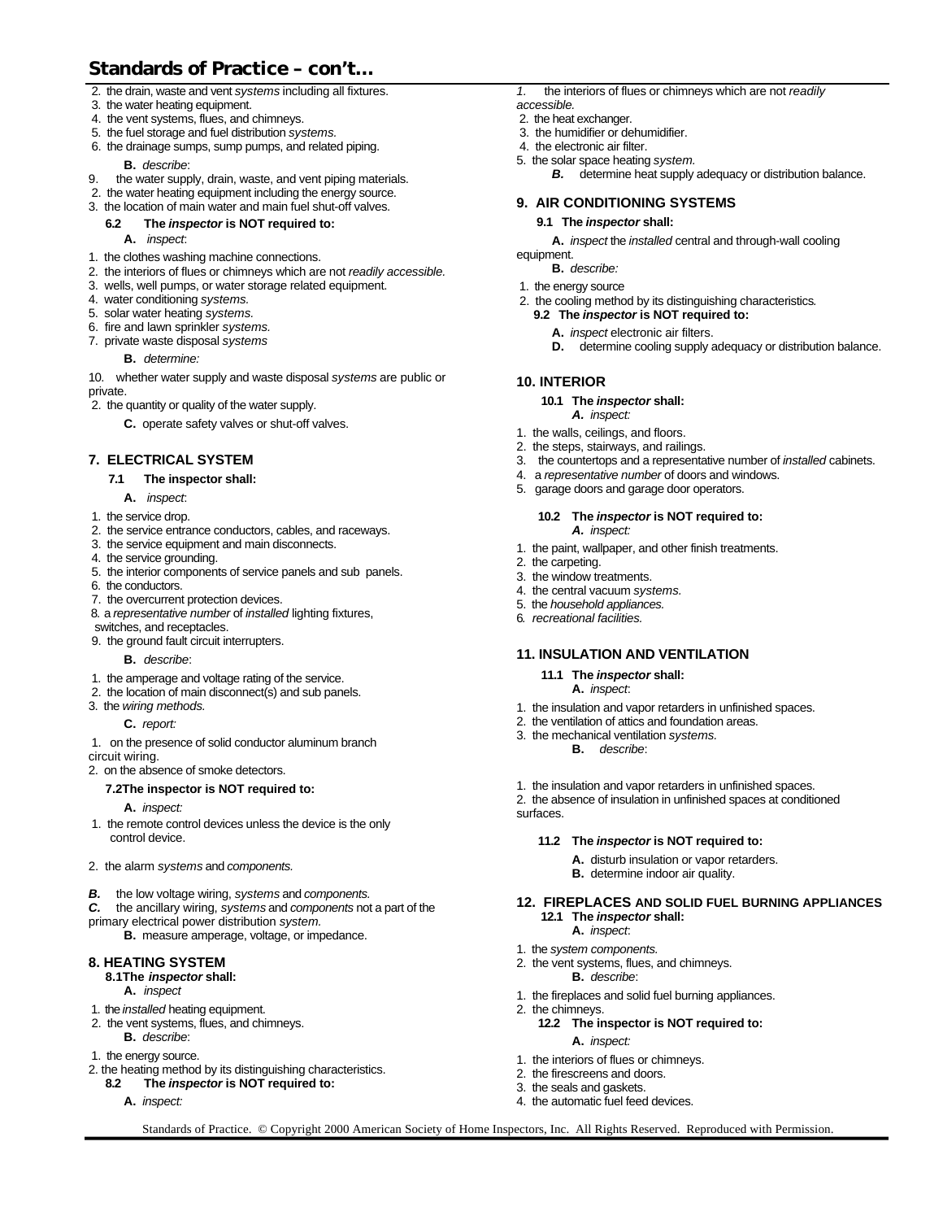## Standards of Practice – con't…

2. the drain, waste and vent *systems* including all fixtures.
3. the water heating equipment.
4. the vent systems, flues, and chimneys.
5. the fuel storage and fuel distribution *systems.*
6. the drainage sumps, sump pumps, and related piping.

**B.** *describe*:

9. the water supply, drain, waste, and vent piping materials.
2. the water heating equipment including the energy source.
3. the location of main water and main fuel shut-off valves.

**6.2 The *inspector* is NOT required to:**

**A.** *inspect*:

1. the clothes washing machine connections.
2. the interiors of flues or chimneys which are not *readily accessible.*
3. wells, well pumps, or water storage related equipment.
4. water conditioning *systems.*
5. solar water heating *systems.*
6. fire and lawn sprinkler *systems.*
7. private waste disposal *systems*

**B.** *determine:*

10. whether water supply and waste disposal *systems* are public or private.
2. the quantity or quality of the water supply.

**C.** operate safety valves or shut-off valves.

### 7. ELECTRICAL SYSTEM

**7.1 The inspector shall:**

**A.** *inspect*:

1. the service drop.
2. the service entrance conductors, cables, and raceways.
3. the service equipment and main disconnects.
4. the service grounding.
5. the interior components of service panels and sub panels.
6. the conductors.
7. the overcurrent protection devices.
8. a *representative number* of *installed* lighting fixtures, switches, and receptacles.
9. the ground fault circuit interrupters.

**B.** *describe*:

1. the amperage and voltage rating of the service.
2. the location of main disconnect(s) and sub panels.
3. the *wiring methods.*

**C.** *report:*

1. on the presence of solid conductor aluminum branch circuit wiring.
2. on the absence of smoke detectors.

**7.2The inspector is NOT required to:**

**A.** *inspect:*

1. the remote control devices unless the device is the only control device.
2. the alarm *systems* and *components.*

***B.*** the low voltage wiring, *systems* and *components.*
***C.*** the ancillary wiring, *systems* and *components* not a part of the primary electrical power distribution *system.*

**B.** measure amperage, voltage, or impedance.

### 8. HEATING SYSTEM

**8.1The *inspector* shall:**

**A.** *inspect*

1. the *installed* heating equipment.
2. the vent systems, flues, and chimneys.

**B.** *describe*:

1. the energy source.
2. the heating method by its distinguishing characteristics.

**8.2 The *inspector* is NOT required to:**

**A.** *inspect:*

*1.* the interiors of flues or chimneys which are not *readily accessible.*
2. the heat exchanger.
3. the humidifier or dehumidifier.
4. the electronic air filter.
5. the solar space heating *system.*

***B.*** determine heat supply adequacy or distribution balance.

### 9. AIR CONDITIONING SYSTEMS

**9.1 The *inspector* shall:**

**A.** *inspect* the *installed* central and through-wall cooling equipment.

**B.** *describe:*

1. the energy source
2. the cooling method by its distinguishing characteristics*.*

**9.2 The *inspector* is NOT required to:**

**A.** *inspect* electronic air filters.
**D.** determine cooling supply adequacy or distribution balance.

### 10. INTERIOR

**10.1 The *inspector* shall:**

***A.*** *inspect:*

1. the walls, ceilings, and floors.
2. the steps, stairways, and railings.
3. the countertops and a representative number of *installed* cabinets.
4. a *representative number* of doors and windows.
5. garage doors and garage door operators.

**10.2 The *inspector* is NOT required to:**

***A.*** *inspect:*

1. the paint, wallpaper, and other finish treatments.
2. the carpeting.
3. the window treatments.
4. the central vacuum *systems.*
5. the *household appliances.*
6. *recreational facilities.*

### 11. INSULATION AND VENTILATION

**11.1 The *inspector* shall:**

**A.** *inspect*:

1. the insulation and vapor retarders in unfinished spaces.
2. the ventilation of attics and foundation areas.
3. the mechanical ventilation *systems.*

**B.** *describe*:

1. the insulation and vapor retarders in unfinished spaces.
2. the absence of insulation in unfinished spaces at conditioned surfaces.

**11.2 The *inspector* is NOT required to:**

**A.** disturb insulation or vapor retarders.
**B.** determine indoor air quality.

### 12. FIREPLACES AND SOLID FUEL BURNING APPLIANCES

**12.1 The *inspector* shall:**

**A.** *inspect*:

1. the *system components.*
2. the vent systems, flues, and chimneys.

**B.** *describe*:

1. the fireplaces and solid fuel burning appliances.
2. the chimneys.

**12.2 The inspector is NOT required to:**

**A.** *inspect:*

1. the interiors of flues or chimneys.
2. the firescreens and doors.
3. the seals and gaskets.
4. the automatic fuel feed devices.

Standards of Practice. © Copyright 2000 American Society of Home Inspectors, Inc. All Rights Reserved. Reproduced with Permission.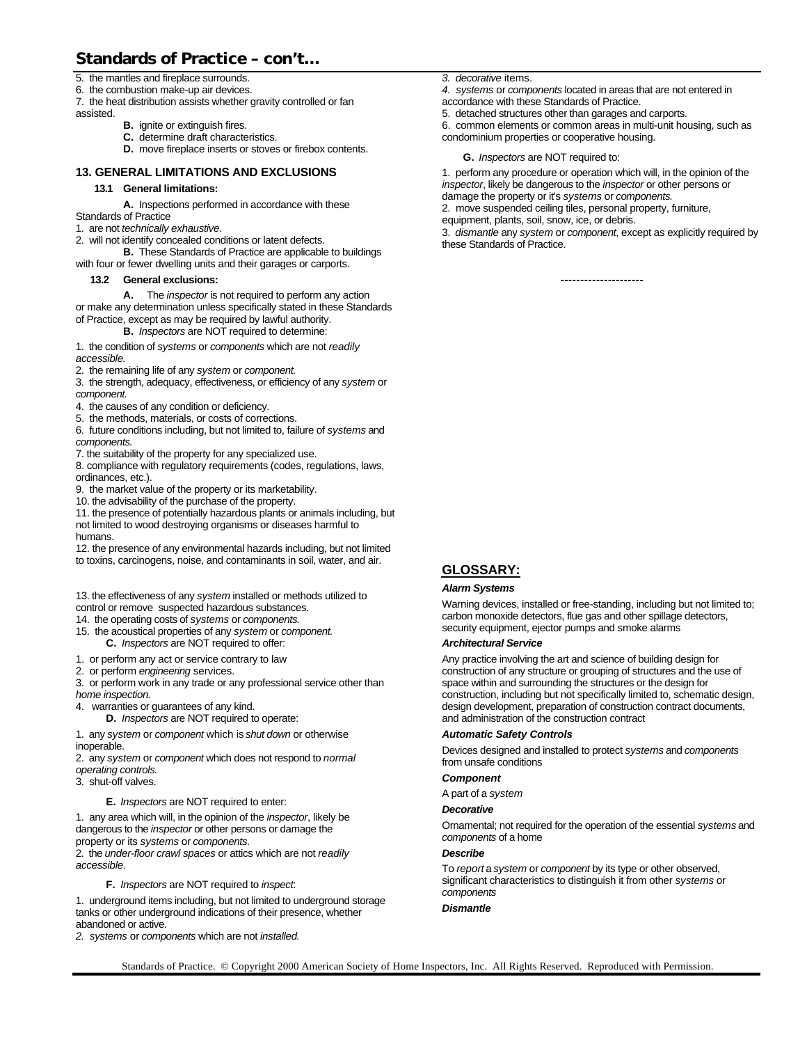## Standards of Practice – con't…

5. the mantles and fireplace surrounds.
6. the combustion make-up air devices.
7. the heat distribution assists whether gravity controlled or fan assisted.

**B.** ignite or extinguish fires.

**C.** determine draft characteristics.

**D.** move fireplace inserts or stoves or firebox contents.

### 13. GENERAL LIMITATIONS AND EXCLUSIONS

**13.1 General limitations:**

**A.** Inspections performed in accordance with these Standards of Practice

1. are not *technically exhaustive*.
2. will not identify concealed conditions or latent defects.

**B.** These Standards of Practice are applicable to buildings with four or fewer dwelling units and their garages or carports.

**13.2 General exclusions:**

**A.** The *inspector* is not required to perform any action or make any determination unless specifically stated in these Standards of Practice, except as may be required by lawful authority.

**B.** *Inspectors* are NOT required to determine:

1. the condition of *systems* or *components* which are not *readily accessible.*
2. the remaining life of any *system* or *component.*
3. the strength, adequacy, effectiveness, or efficiency of any *system* or *component.*
4. the causes of any condition or deficiency.
5. the methods, materials, or costs of corrections.
6. future conditions including, but not limited to, failure of *systems* and *components.*
7. the suitability of the property for any specialized use.
8. compliance with regulatory requirements (codes, regulations, laws, ordinances, etc.).
9. the market value of the property or its marketability.
10. the advisability of the purchase of the property.
11. the presence of potentially hazardous plants or animals including, but not limited to wood destroying organisms or diseases harmful to humans.
12. the presence of any environmental hazards including, but not limited to toxins, carcinogens, noise, and contaminants in soil, water, and air.
13. the effectiveness of any *system* installed or methods utilized to control or remove suspected hazardous substances.
14. the operating costs of *systems* or *components.*
15. the acoustical properties of any *system* or *component.*

**C.** *Inspectors* are NOT required to offer:

1. or perform any act or service contrary to law
2. or perform *engineering* services.
3. or perform work in any trade or any professional service other than *home inspection.*
4. warranties or guarantees of any kind.

**D.** *Inspectors* are NOT required to operate:

1. any *system* or *component* which is *shut down* or otherwise inoperable.
2. any *system* or *component* which does not respond to *normal operating controls.*
3. shut-off valves.

**E.** *Inspectors* are NOT required to enter:

1. any area which will, in the opinion of the *inspector*, likely be dangerous to the *inspector* or other persons or damage the property or its *systems* or *components.*
2. the *under-floor crawl spaces* or attics which are not *readily accessible*.

**F.** *Inspectors* are NOT required to *inspect*:

1. underground items including, but not limited to underground storage tanks or other underground indications of their presence, whether abandoned or active.
2. *systems* or *components* which are not *installed.*
3. *decorative* items.
4. *systems* or *components* located in areas that are not entered in accordance with these Standards of Practice.
5. detached structures other than garages and carports.
6. common elements or common areas in multi-unit housing, such as condominium properties or cooperative housing.

**G.** *Inspectors* are NOT required to:

1. perform any procedure or operation which will, in the opinion of the *inspector*, likely be dangerous to the *inspector* or other persons or damage the property or it's *systems* or *components.*
2. move suspended ceiling tiles, personal property, furniture, equipment, plants, soil, snow, ice, or debris.
3. *dismantle* any *system* or *component*, except as explicitly required by these Standards of Practice.

---------------------

## GLOSSARY:

***Alarm Systems***

Warning devices, installed or free-standing, including but not limited to; carbon monoxide detectors, flue gas and other spillage detectors, security equipment, ejector pumps and smoke alarms

***Architectural Service***

Any practice involving the art and science of building design for construction of any structure or grouping of structures and the use of space within and surrounding the structures or the design for construction, including but not specifically limited to, schematic design, design development, preparation of construction contract documents, and administration of the construction contract

***Automatic Safety Controls***

Devices designed and installed to protect *systems* and *components* from unsafe conditions

***Component***

A part of a *system*

***Decorative***

Ornamental; not required for the operation of the essential *systems* and *components* of a home

***Describe***

To *report* a *system* or *component* by its type or other observed, significant characteristics to distinguish it from other *systems* or *components*

***Dismantle***

Standards of Practice. © Copyright 2000 American Society of Home Inspectors, Inc. All Rights Reserved. Reproduced with Permission.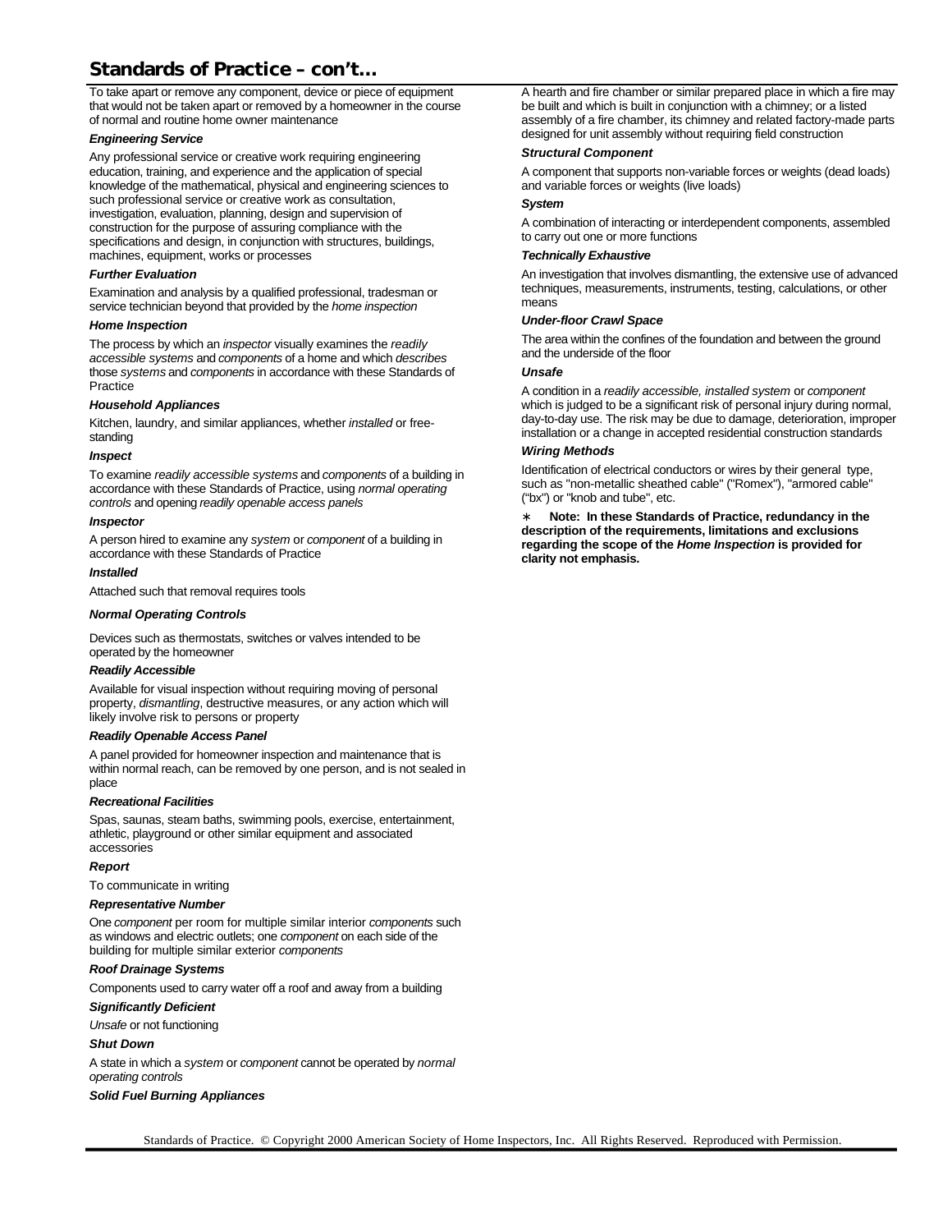## Standards of Practice – con't…

To take apart or remove any component, device or piece of equipment that would not be taken apart or removed by a homeowner in the course of normal and routine home owner maintenance

***Engineering Service***

Any professional service or creative work requiring engineering education, training, and experience and the application of special knowledge of the mathematical, physical and engineering sciences to such professional service or creative work as consultation, investigation, evaluation, planning, design and supervision of construction for the purpose of assuring compliance with the specifications and design, in conjunction with structures, buildings, machines, equipment, works or processes

***Further Evaluation***

Examination and analysis by a qualified professional, tradesman or service technician beyond that provided by the *home inspection*

***Home Inspection***

The process by which an *inspector* visually examines the *readily accessible systems* and *components* of a home and which *describes* those *systems* and *components* in accordance with these Standards of Practice

***Household Appliances***

Kitchen, laundry, and similar appliances, whether *installed* or free-standing

***Inspect***

To examine *readily accessible systems* and *components* of a building in accordance with these Standards of Practice, using *normal operating controls* and opening *readily openable access panels*

***Inspector***

A person hired to examine any *system* or *component* of a building in accordance with these Standards of Practice

***Installed***

Attached such that removal requires tools

***Normal Operating Controls***

Devices such as thermostats, switches or valves intended to be operated by the homeowner

***Readily Accessible***

Available for visual inspection without requiring moving of personal property, *dismantling*, destructive measures, or any action which will likely involve risk to persons or property

***Readily Openable Access Panel***

A panel provided for homeowner inspection and maintenance that is within normal reach, can be removed by one person, and is not sealed in place

***Recreational Facilities***

Spas, saunas, steam baths, swimming pools, exercise, entertainment, athletic, playground or other similar equipment and associated accessories

***Report***

To communicate in writing

***Representative Number***

One *component* per room for multiple similar interior *components* such as windows and electric outlets; one *component* on each side of the building for multiple similar exterior *components*

***Roof Drainage Systems***

Components used to carry water off a roof and away from a building

***Significantly Deficient***

*Unsafe* or not functioning

***Shut Down***

A state in which a *system* or *component* cannot be operated by *normal operating controls*

***Solid Fuel Burning Appliances***

A hearth and fire chamber or similar prepared place in which a fire may be built and which is built in conjunction with a chimney; or a listed assembly of a fire chamber, its chimney and related factory-made parts designed for unit assembly without requiring field construction

***Structural Component***

A component that supports non-variable forces or weights (dead loads) and variable forces or weights (live loads)

***System***

A combination of interacting or interdependent components, assembled to carry out one or more functions

***Technically Exhaustive***

An investigation that involves dismantling, the extensive use of advanced techniques, measurements, instruments, testing, calculations, or other means

***Under-floor Crawl Space***

The area within the confines of the foundation and between the ground and the underside of the floor

***Unsafe***

A condition in a *readily accessible, installed system* or *component* which is judged to be a significant risk of personal injury during normal, day-to-day use. The risk may be due to damage, deterioration, improper installation or a change in accepted residential construction standards

***Wiring Methods***

Identification of electrical conductors or wires by their general type, such as "non-metallic sheathed cable" ("Romex"), "armored cable" ("bx") or "knob and tube", etc.

∗ **Note: In these Standards of Practice, redundancy in the description of the requirements, limitations and exclusions regarding the scope of the *Home Inspection* is provided for clarity not emphasis.**

Standards of Practice. © Copyright 2000 American Society of Home Inspectors, Inc. All Rights Reserved. Reproduced with Permission.